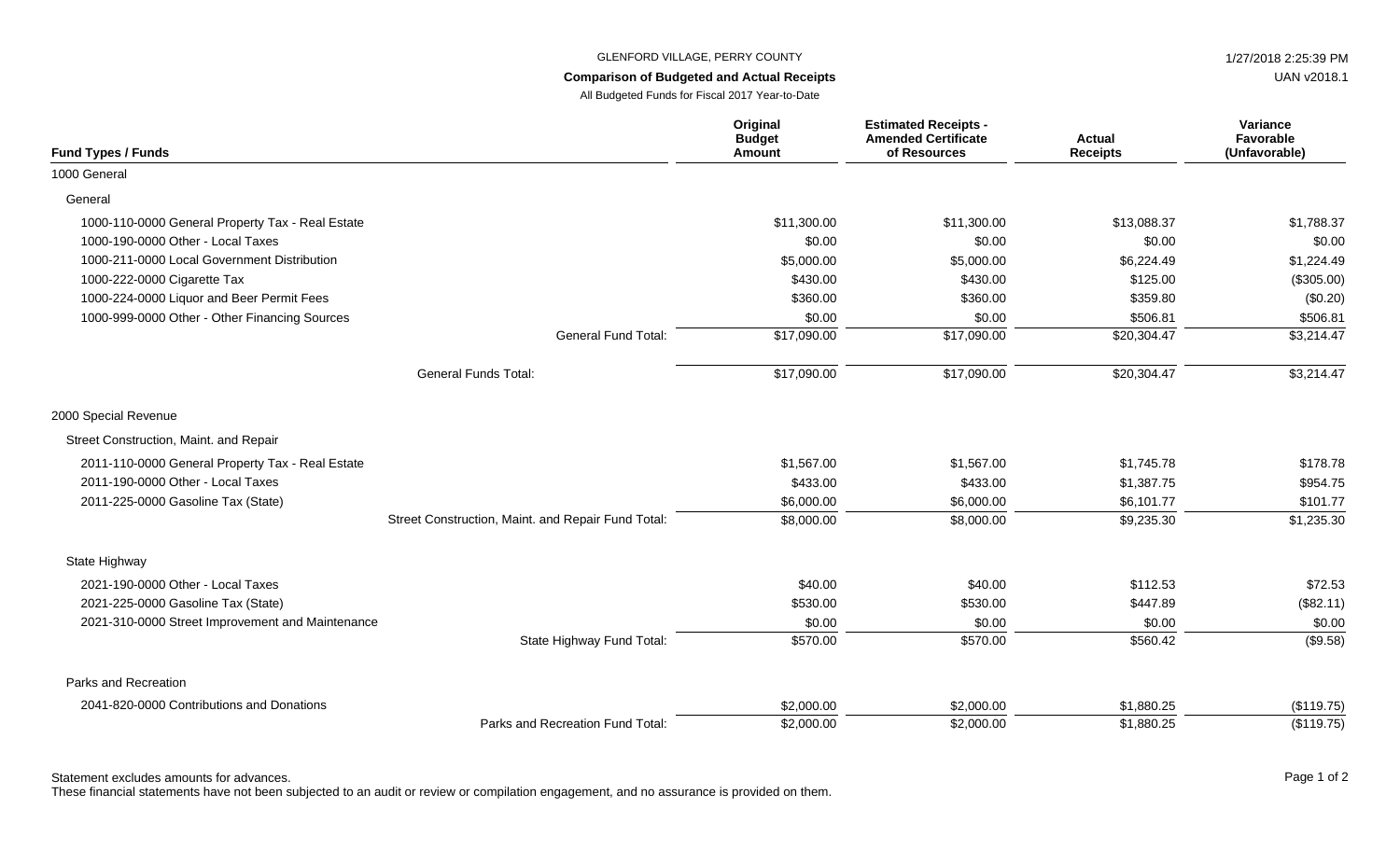GLENFORD VILLAGE, PERRY COUNTY

1/27/2018 2:25:39 PM

UAN v2018.1

**Comparison of Budgeted and Actual Receipts**

All Budgeted Funds for Fiscal 2017 Year-to-Date

| Fund Types / Funds | Original Budget Amount | Estimated Receipts - Amended Certificate of Resources | Actual Receipts | Variance Favorable (Unfavorable) |
|---|---|---|---|---|
| 1000 General | | | | |
| General | | | | |
| 1000-110-0000 General Property Tax - Real Estate | $11,300.00 | $11,300.00 | $13,088.37 | $1,788.37 |
| 1000-190-0000 Other - Local Taxes | $0.00 | $0.00 | $0.00 | $0.00 |
| 1000-211-0000 Local Government Distribution | $5,000.00 | $5,000.00 | $6,224.49 | $1,224.49 |
| 1000-222-0000 Cigarette Tax | $430.00 | $430.00 | $125.00 | ($305.00) |
| 1000-224-0000 Liquor and Beer Permit Fees | $360.00 | $360.00 | $359.80 | ($0.20) |
| 1000-999-0000 Other - Other Financing Sources | $0.00 | $0.00 | $506.81 | $506.81 |
| General Fund Total: | $17,090.00 | $17,090.00 | $20,304.47 | $3,214.47 |
| General Funds Total: | $17,090.00 | $17,090.00 | $20,304.47 | $3,214.47 |
| 2000 Special Revenue | | | | |
| Street Construction, Maint. and Repair | | | | |
| 2011-110-0000 General Property Tax - Real Estate | $1,567.00 | $1,567.00 | $1,745.78 | $178.78 |
| 2011-190-0000 Other - Local Taxes | $433.00 | $433.00 | $1,387.75 | $954.75 |
| 2011-225-0000 Gasoline Tax (State) | $6,000.00 | $6,000.00 | $6,101.77 | $101.77 |
| Street Construction, Maint. and Repair Fund Total: | $8,000.00 | $8,000.00 | $9,235.30 | $1,235.30 |
| State Highway | | | | |
| 2021-190-0000 Other - Local Taxes | $40.00 | $40.00 | $112.53 | $72.53 |
| 2021-225-0000 Gasoline Tax (State) | $530.00 | $530.00 | $447.89 | ($82.11) |
| 2021-310-0000 Street Improvement and Maintenance | $0.00 | $0.00 | $0.00 | $0.00 |
| State Highway Fund Total: | $570.00 | $570.00 | $560.42 | ($9.58) |
| Parks and Recreation | | | | |
| 2041-820-0000 Contributions and Donations | $2,000.00 | $2,000.00 | $1,880.25 | ($119.75) |
| Parks and Recreation Fund Total: | $2,000.00 | $2,000.00 | $1,880.25 | ($119.75) |

Statement excludes amounts for advances.

These financial statements have not been subjected to an audit or review or compilation engagement, and no assurance is provided on them.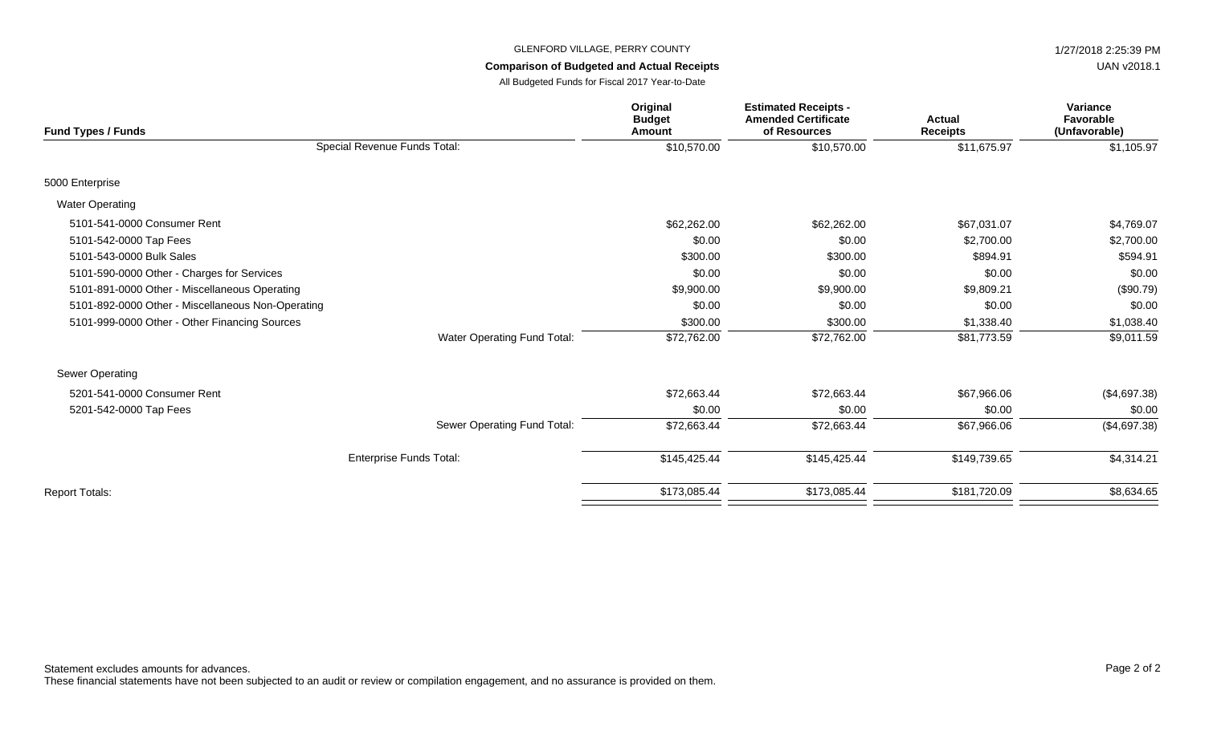GLENFORD VILLAGE, PERRY COUNTY

**Comparison of Budgeted and Actual Receipts**

All Budgeted Funds for Fiscal 2017 Year-to-Date

1/27/2018 2:25:39 PM

UAN v2018.1

| Fund Types / Funds | Original Budget Amount | Estimated Receipts - Amended Certificate of Resources | Actual Receipts | Variance Favorable (Unfavorable) |
|---|---|---|---|---|
| Special Revenue Funds Total: | $10,570.00 | $10,570.00 | $11,675.97 | $1,105.97 |
| 5000 Enterprise | | | | |
| Water Operating | | | | |
| 5101-541-0000 Consumer Rent | $62,262.00 | $62,262.00 | $67,031.07 | $4,769.07 |
| 5101-542-0000 Tap Fees | $0.00 | $0.00 | $2,700.00 | $2,700.00 |
| 5101-543-0000 Bulk Sales | $300.00 | $300.00 | $894.91 | $594.91 |
| 5101-590-0000 Other - Charges for Services | $0.00 | $0.00 | $0.00 | $0.00 |
| 5101-891-0000 Other - Miscellaneous Operating | $9,900.00 | $9,900.00 | $9,809.21 | ($90.79) |
| 5101-892-0000 Other - Miscellaneous Non-Operating | $0.00 | $0.00 | $0.00 | $0.00 |
| 5101-999-0000 Other - Other Financing Sources | $300.00 | $300.00 | $1,338.40 | $1,038.40 |
| Water Operating Fund Total: | $72,762.00 | $72,762.00 | $81,773.59 | $9,011.59 |
| Sewer Operating | | | | |
| 5201-541-0000 Consumer Rent | $72,663.44 | $72,663.44 | $67,966.06 | ($4,697.38) |
| 5201-542-0000 Tap Fees | $0.00 | $0.00 | $0.00 | $0.00 |
| Sewer Operating Fund Total: | $72,663.44 | $72,663.44 | $67,966.06 | ($4,697.38) |
| Enterprise Funds Total: | $145,425.44 | $145,425.44 | $149,739.65 | $4,314.21 |
| Report Totals: | $173,085.44 | $173,085.44 | $181,720.09 | $8,634.65 |

Statement excludes amounts for advances.

These financial statements have not been subjected to an audit or review or compilation engagement, and no assurance is provided on them.